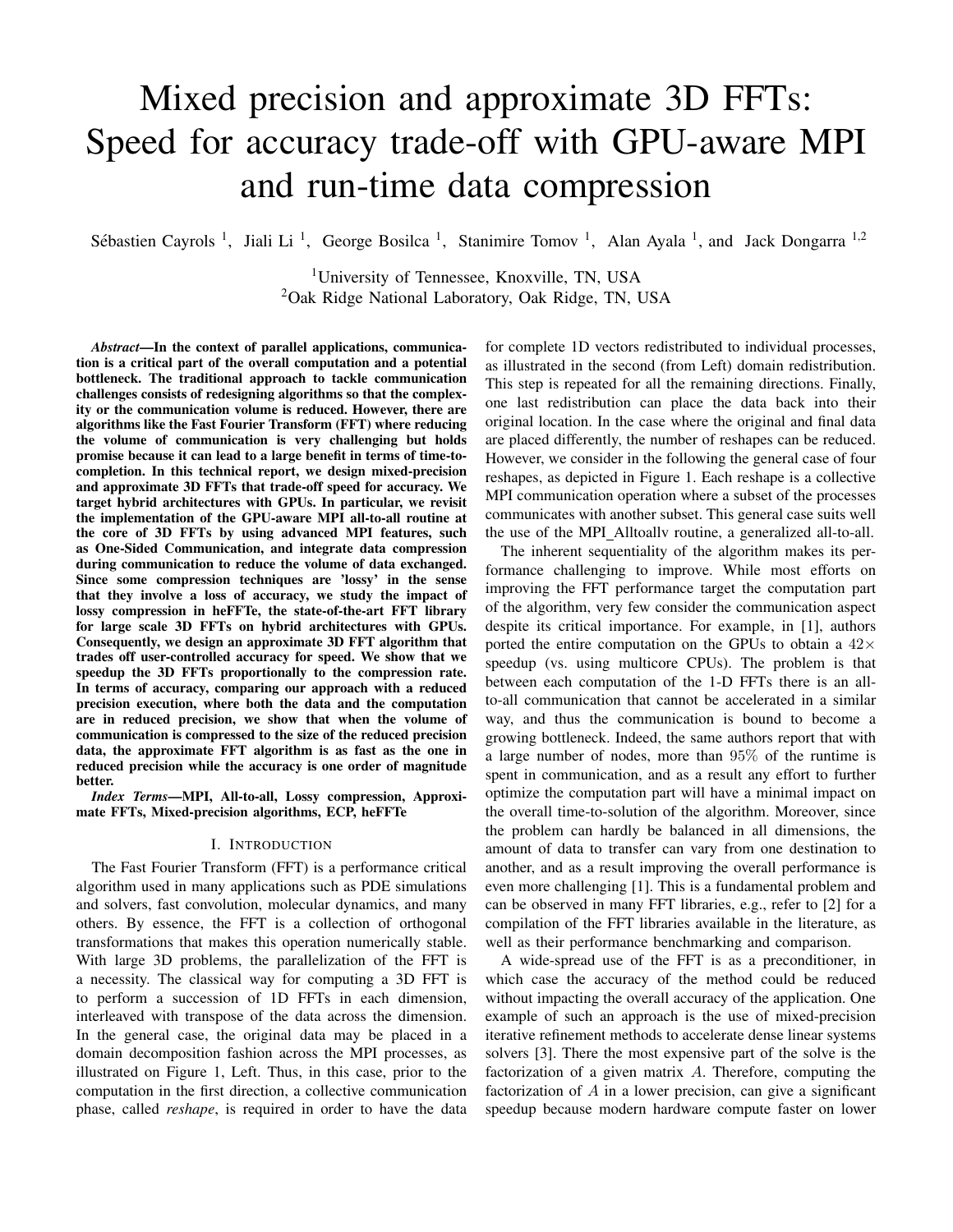# Mixed precision and approximate 3D FFTs: Speed for accuracy trade-off with GPU-aware MPI and run-time data compression

Sébastien Cayrols [1], Jiali Li [1], George Bosilca [1], Stanimire Tomov [1], Alan Ayala [1], and Jack Dongarra [1,2]

[1]University of Tennessee, Knoxville, TN, USA
[2]Oak Ridge National Laboratory, Oak Ridge, TN, USA

***Abstract*—In the context of parallel applications, communication is a critical part of the overall computation and a potential bottleneck. The traditional approach to tackle communication challenges consists of redesigning algorithms so that the complexity or the communication volume is reduced. However, there are algorithms like the Fast Fourier Transform (FFT) where reducing the volume of communication is very challenging but holds promise because it can lead to a large benefit in terms of time-to-completion. In this technical report, we design mixed-precision and approximate 3D FFTs that trade-off speed for accuracy. We target hybrid architectures with GPUs. In particular, we revisit the implementation of the GPU-aware MPI all-to-all routine at the core of 3D FFTs by using advanced MPI features, such as One-Sided Communication, and integrate data compression during communication to reduce the volume of data exchanged. Since some compression techniques are 'lossy' in the sense that they involve a loss of accuracy, we study the impact of lossy compression in heFFTe, the state-of-the-art FFT library for large scale 3D FFTs on hybrid architectures with GPUs. Consequently, we design an approximate 3D FFT algorithm that trades off user-controlled accuracy for speed. We show that we speedup the 3D FFTs proportionally to the compression rate. In terms of accuracy, comparing our approach with a reduced precision execution, where both the data and the computation are in reduced precision, we show that when the volume of communication is compressed to the size of the reduced precision data, the approximate FFT algorithm is as fast as the one in reduced precision while the accuracy is one order of magnitude better.**

***Index Terms*—MPI, All-to-all, Lossy compression, Approximate FFTs, Mixed-precision algorithms, ECP, heFFTe**

## I. Introduction

The Fast Fourier Transform (FFT) is a performance critical algorithm used in many applications such as PDE simulations and solvers, fast convolution, molecular dynamics, and many others. By essence, the FFT is a collection of orthogonal transformations that makes this operation numerically stable. With large 3D problems, the parallelization of the FFT is a necessity. The classical way for computing a 3D FFT is to perform a succession of 1D FFTs in each dimension, interleaved with transpose of the data across the dimension. In the general case, the original data may be placed in a domain decomposition fashion across the MPI processes, as illustrated on Figure 1, Left. Thus, in this case, prior to the computation in the first direction, a collective communication phase, called *reshape*, is required in order to have the data for complete 1D vectors redistributed to individual processes, as illustrated in the second (from Left) domain redistribution. This step is repeated for all the remaining directions. Finally, one last redistribution can place the data back into their original location. In the case where the original and final data are placed differently, the number of reshapes can be reduced. However, we consider in the following the general case of four reshapes, as depicted in Figure 1. Each reshape is a collective MPI communication operation where a subset of the processes communicates with another subset. This general case suits well the use of the MPI_Alltoallv routine, a generalized all-to-all.

The inherent sequentiality of the algorithm makes its performance challenging to improve. While most efforts on improving the FFT performance target the computation part of the algorithm, very few consider the communication aspect despite its critical importance. For example, in [1], authors ported the entire computation on the GPUs to obtain a $42\times$ speedup (vs. using multicore CPUs). The problem is that between each computation of the 1-D FFTs there is an all-to-all communication that cannot be accelerated in a similar way, and thus the communication is bound to become a growing bottleneck. Indeed, the same authors report that with a large number of nodes, more than $95\%$ of the runtime is spent in communication, and as a result any effort to further optimize the computation part will have a minimal impact on the overall time-to-solution of the algorithm. Moreover, since the problem can hardly be balanced in all dimensions, the amount of data to transfer can vary from one destination to another, and as a result improving the overall performance is even more challenging [1]. This is a fundamental problem and can be observed in many FFT libraries, e.g., refer to [2] for a compilation of the FFT libraries available in the literature, as well as their performance benchmarking and comparison.

A wide-spread use of the FFT is as a preconditioner, in which case the accuracy of the method could be reduced without impacting the overall accuracy of the application. One example of such an approach is the use of mixed-precision iterative refinement methods to accelerate dense linear systems solvers [3]. There the most expensive part of the solve is the factorization of a given matrix $A$. Therefore, computing the factorization of $A$ in a lower precision, can give a significant speedup because modern hardware compute faster on lower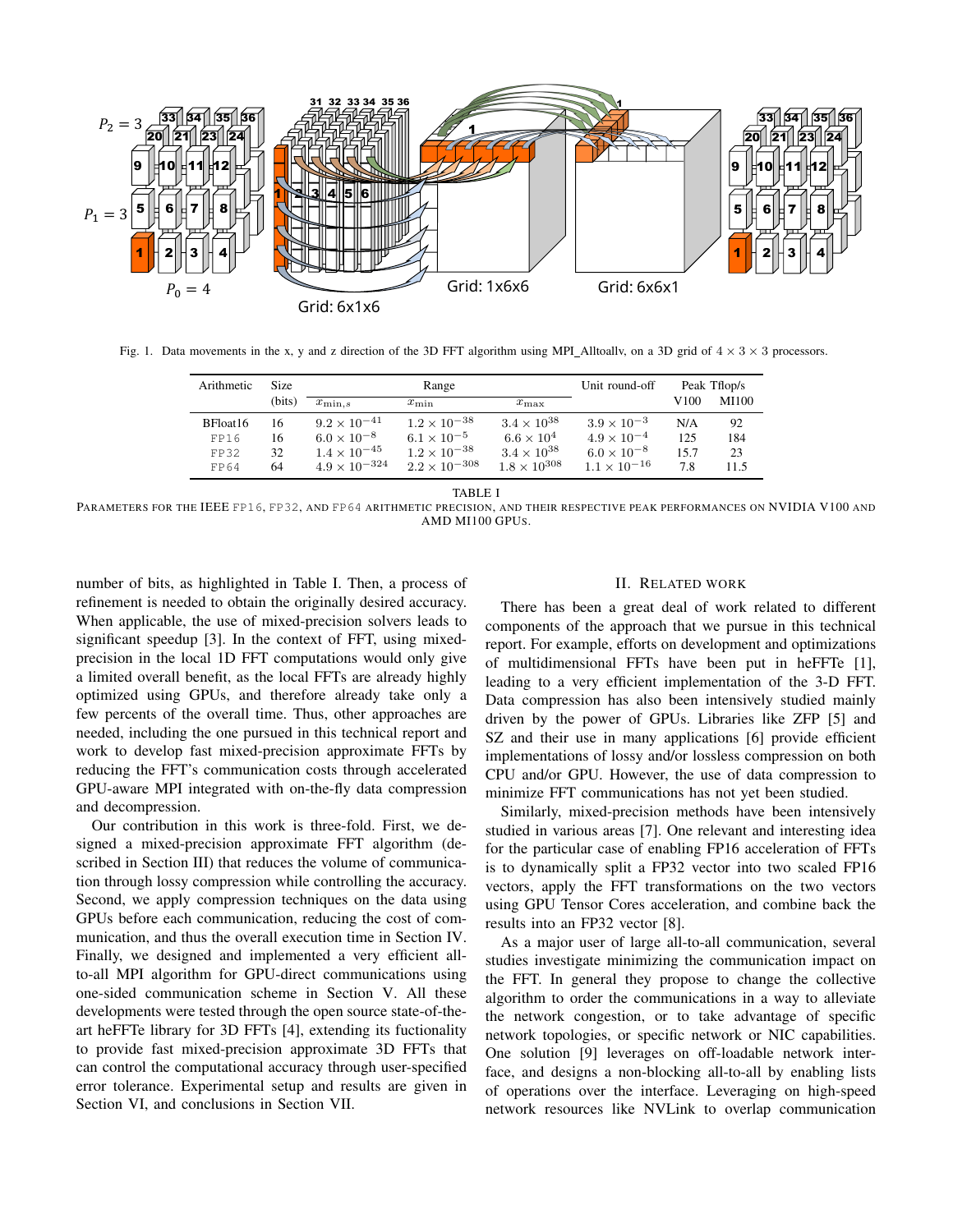Fig. 1. Data movements in the x, y and z direction of the 3D FFT algorithm using MPI_Alltoallv, on a 3D grid of $4 \times 3 \times 3$ processors.

| Arithmetic | Size (bits) | Range | | | Unit round-off | Peak Tflop/s | |
|---|---|---|---|---|---|---|---|
| | | $x_{\min,s}$ | $x_{\min}$ | $x_{\max}$ | | V100 | MI100 |
| BFloat16 | 16 | $9.2 \times 10^{-41}$ | $1.2 \times 10^{-38}$ | $3.4 \times 10^{38}$ | $3.9 \times 10^{-3}$ | N/A | 92 |
| FP16 | 16 | $6.0 \times 10^{-8}$ | $6.1 \times 10^{-5}$ | $6.6 \times 10^{4}$ | $4.9 \times 10^{-4}$ | 125 | 184 |
| FP32 | 32 | $1.4 \times 10^{-45}$ | $1.2 \times 10^{-38}$ | $3.4 \times 10^{38}$ | $6.0 \times 10^{-8}$ | 15.7 | 23 |
| FP64 | 64 | $4.9 \times 10^{-324}$ | $2.2 \times 10^{-308}$ | $1.8 \times 10^{308}$ | $1.1 \times 10^{-16}$ | 7.8 | 11.5 |

TABLE I
PARAMETERS FOR THE IEEE FP16, FP32, AND FP64 ARITHMETIC PRECISION, AND THEIR RESPECTIVE PEAK PERFORMANCES ON NVIDIA V100 AND AMD MI100 GPUS.

number of bits, as highlighted in Table I. Then, a process of refinement is needed to obtain the originally desired accuracy. When applicable, the use of mixed-precision solvers leads to significant speedup [3]. In the context of FFT, using mixed-precision in the local 1D FFT computations would only give a limited overall benefit, as the local FFTs are already highly optimized using GPUs, and therefore already take only a few percents of the overall time. Thus, other approaches are needed, including the one pursued in this technical report and work to develop fast mixed-precision approximate FFTs by reducing the FFT's communication costs through accelerated GPU-aware MPI integrated with on-the-fly data compression and decompression.

Our contribution in this work is three-fold. First, we designed a mixed-precision approximate FFT algorithm (described in Section III) that reduces the volume of communication through lossy compression while controlling the accuracy. Second, we apply compression techniques on the data using GPUs before each communication, reducing the cost of communication, and thus the overall execution time in Section IV. Finally, we designed and implemented a very efficient all-to-all MPI algorithm for GPU-direct communications using one-sided communication scheme in Section V. All these developments were tested through the open source state-of-the-art heFFTe library for 3D FFTs [4], extending its fuctionality to provide fast mixed-precision approximate 3D FFTs that can control the computational accuracy through user-specified error tolerance. Experimental setup and results are given in Section VI, and conclusions in Section VII.

## II. Related work

There has been a great deal of work related to different components of the approach that we pursue in this technical report. For example, efforts on development and optimizations of multidimensional FFTs have been put in heFFTe [1], leading to a very efficient implementation of the 3-D FFT. Data compression has also been intensively studied mainly driven by the power of GPUs. Libraries like ZFP [5] and SZ and their use in many applications [6] provide efficient implementations of lossy and/or lossless compression on both CPU and/or GPU. However, the use of data compression to minimize FFT communications has not yet been studied.

Similarly, mixed-precision methods have been intensively studied in various areas [7]. One relevant and interesting idea for the particular case of enabling FP16 acceleration of FFTs is to dynamically split a FP32 vector into two scaled FP16 vectors, apply the FFT transformations on the two vectors using GPU Tensor Cores acceleration, and combine back the results into an FP32 vector [8].

As a major user of large all-to-all communication, several studies investigate minimizing the communication impact on the FFT. In general they propose to change the collective algorithm to order the communications in a way to alleviate the network congestion, or to take advantage of specific network topologies, or specific network or NIC capabilities. One solution [9] leverages on off-loadable network interface, and designs a non-blocking all-to-all by enabling lists of operations over the interface. Leveraging on high-speed network resources like NVLink to overlap communication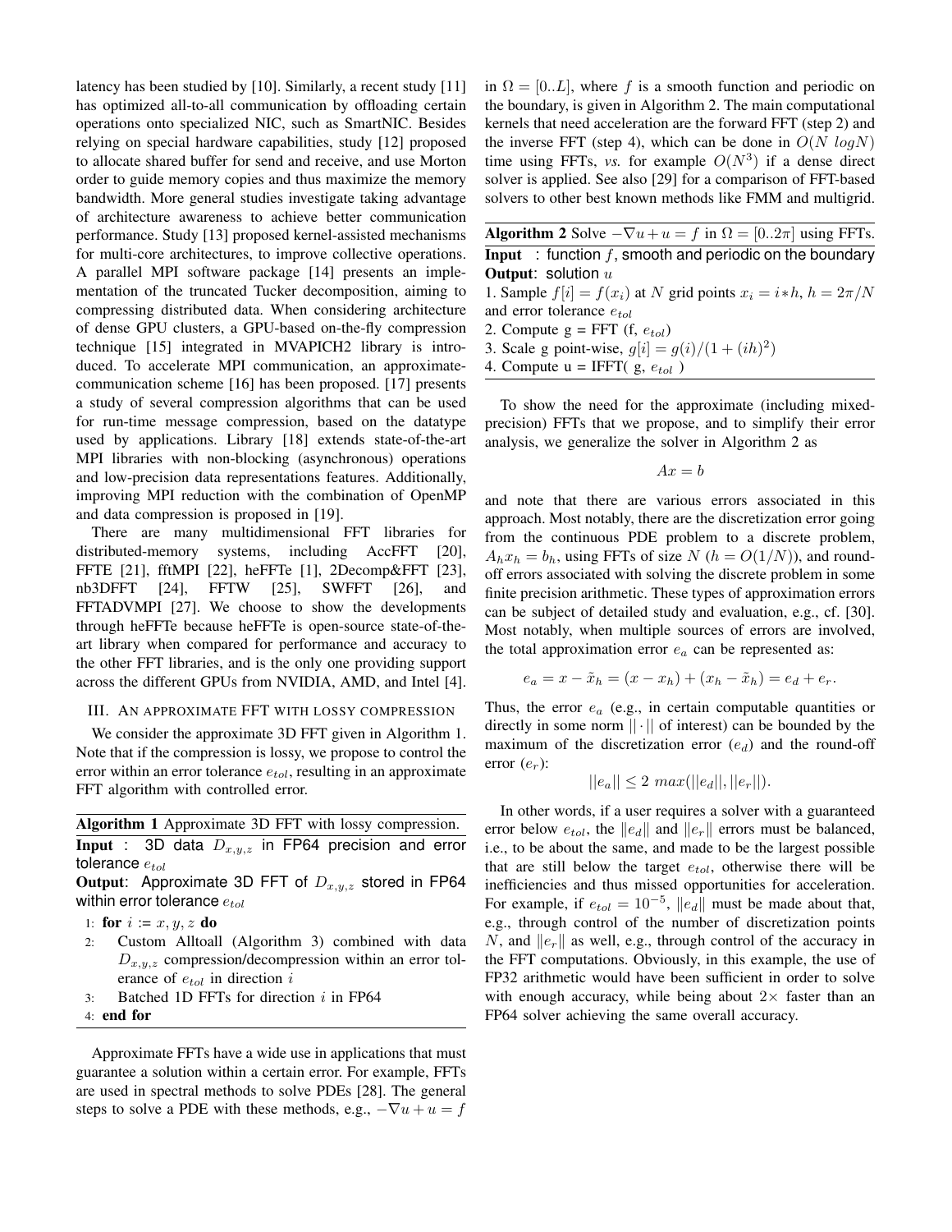latency has been studied by [10]. Similarly, a recent study [11] has optimized all-to-all communication by offloading certain operations onto specialized NIC, such as SmartNIC. Besides relying on special hardware capabilities, study [12] proposed to allocate shared buffer for send and receive, and use Morton order to guide memory copies and thus maximize the memory bandwidth. More general studies investigate taking advantage of architecture awareness to achieve better communication performance. Study [13] proposed kernel-assisted mechanisms for multi-core architectures, to improve collective operations. A parallel MPI software package [14] presents an implementation of the truncated Tucker decomposition, aiming to compressing distributed data. When considering architecture of dense GPU clusters, a GPU-based on-the-fly compression technique [15] integrated in MVAPICH2 library is introduced. To accelerate MPI communication, an approximate-communication scheme [16] has been proposed. [17] presents a study of several compression algorithms that can be used for run-time message compression, based on the datatype used by applications. Library [18] extends state-of-the-art MPI libraries with non-blocking (asynchronous) operations and low-precision data representations features. Additionally, improving MPI reduction with the combination of OpenMP and data compression is proposed in [19].

There are many multidimensional FFT libraries for distributed-memory systems, including AccFFT [20], FFTE [21], fftMPI [22], heFFTe [1], 2Decomp&FFT [23], nb3DFFT [24], FFTW [25], SWFFT [26], and FFTADVMPI [27]. We choose to show the developments through heFFTe because heFFTe is open-source state-of-the-art library when compared for performance and accuracy to the other FFT libraries, and is the only one providing support across the different GPUs from NVIDIA, AMD, and Intel [4].

## III. An approximate FFT with lossy compression

We consider the approximate 3D FFT given in Algorithm 1. Note that if the compression is lossy, we propose to control the error within an error tolerance $e_{tol}$, resulting in an approximate FFT algorithm with controlled error.

**Algorithm 1** Approximate 3D FFT with lossy compression.

**Input** : 3D data $D_{x,y,z}$ in FP64 precision and error tolerance $e_{tol}$

**Output**: Approximate 3D FFT of $D_{x,y,z}$ stored in FP64 within error tolerance $e_{tol}$

1: **for** $i$ := $x, y, z$ **do**
2: Custom Alltoall (Algorithm 3) combined with data $D_{x,y,z}$ compression/decompression within an error tolerance of $e_{tol}$ in direction $i$
3: Batched 1D FFTs for direction $i$ in FP64
4: **end for**

Approximate FFTs have a wide use in applications that must guarantee a solution within a certain error. For example, FFTs are used in spectral methods to solve PDEs [28]. The general steps to solve a PDE with these methods, e.g., $-\nabla u + u = f$ in $\Omega = [0..L]$, where $f$ is a smooth function and periodic on the boundary, is given in Algorithm 2. The main computational kernels that need acceleration are the forward FFT (step 2) and the inverse FFT (step 4), which can be done in $O(N\ logN)$ time using FFTs, *vs.* for example $O(N^3)$ if a dense direct solver is applied. See also [29] for a comparison of FFT-based solvers to other best known methods like FMM and multigrid.

**Algorithm 2** Solve $-\nabla u + u = f$ in $\Omega = [0..2\pi]$ using FFTs.

**Input** : function $f$, smooth and periodic on the boundary

**Output**: solution $u$

1. Sample $f[i] = f(x_i)$ at $N$ grid points $x_i = i * h$, $h = 2\pi/N$ and error tolerance $e_{tol}$
2. Compute g = FFT (f, $e_{tol}$)
3. Scale g point-wise, $g[i] = g(i)/(1 + (ih)^2)$
4. Compute u = IFFT( g, $e_{tol}$ )

To show the need for the approximate (including mixed-precision) FFTs that we propose, and to simplify their error analysis, we generalize the solver in Algorithm 2 as

$$Ax = b$$

and note that there are various errors associated in this approach. Most notably, there are the discretization error going from the continuous PDE problem to a discrete problem, $A_h x_h = b_h$, using FFTs of size $N$ ($h = O(1/N)$), and round-off errors associated with solving the discrete problem in some finite precision arithmetic. These types of approximation errors can be subject of detailed study and evaluation, e.g., cf. [30]. Most notably, when multiple sources of errors are involved, the total approximation error $e_a$ can be represented as:

$$e_a = x - \tilde{x}_h = (x - x_h) + (x_h - \tilde{x}_h) = e_d + e_r.$$

Thus, the error $e_a$ (e.g., in certain computable quantities or directly in some norm $||\cdot||$ of interest) can be bounded by the maximum of the discretization error ($e_d$) and the round-off error ($e_r$):

$$||e_a|| \leq 2\ max(||e_d||, ||e_r||).$$

In other words, if a user requires a solver with a guaranteed error below $e_{tol}$, the $\|e_d\|$ and $\|e_r\|$ errors must be balanced, i.e., to be about the same, and made to be the largest possible that are still below the target $e_{tol}$, otherwise there will be inefficiencies and thus missed opportunities for acceleration. For example, if $e_{tol} = 10^{-5}$, $\|e_d\|$ must be made about that, e.g., through control of the number of discretization points $N$, and $\|e_r\|$ as well, e.g., through control of the accuracy in the FFT computations. Obviously, in this example, the use of FP32 arithmetic would have been sufficient in order to solve with enough accuracy, while being about $2\times$ faster than an FP64 solver achieving the same overall accuracy.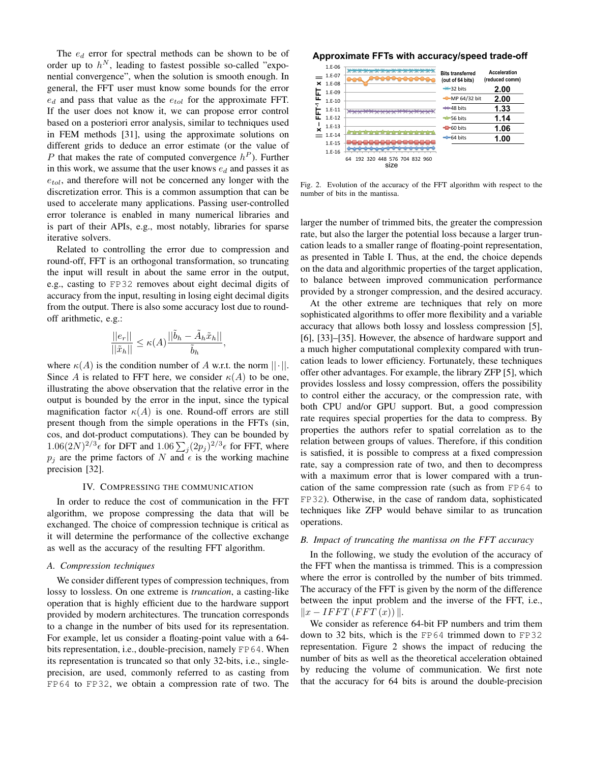The $e_d$ error for spectral methods can be shown to be of order up to $h^N$, leading to fastest possible so-called "exponential convergence", when the solution is smooth enough. In general, the FFT user must know some bounds for the error $e_d$ and pass that value as the $e_{tol}$ for the approximate FFT. If the user does not know it, we can propose error control based on a posteriori error analysis, similar to techniques used in FEM methods [31], using the approximate solutions on different grids to deduce an error estimate (or the value of $P$ that makes the rate of computed convergence $h^P$). Further in this work, we assume that the user knows $e_d$ and passes it as $e_{tol}$, and therefore will not be concerned any longer with the discretization error. This is a common assumption that can be used to accelerate many applications. Passing user-controlled error tolerance is enabled in many numerical libraries and is part of their APIs, e.g., most notably, libraries for sparse iterative solvers.

Related to controlling the error due to compression and round-off, FFT is an orthogonal transformation, so truncating the input will result in about the same error in the output, e.g., casting to FP32 removes about eight decimal digits of accuracy from the input, resulting in losing eight decimal digits from the output. There is also some accuracy lost due to round-off arithmetic, e.g.:

$$\frac{||e_r||}{||\tilde{x}_h||} \leq \kappa(A) \frac{||\tilde{b}_h - \tilde{A}_h \tilde{x}_h||}{\tilde{b}_h},$$

where $\kappa(A)$ is the condition number of $A$ w.r.t. the norm $||\cdot||$. Since $A$ is related to FFT here, we consider $\kappa(A)$ to be one, illustrating the above observation that the relative error in the output is bounded by the error in the input, since the typical magnification factor $\kappa(A)$ is one. Round-off errors are still present though from the simple operations in the FFTs (sin, cos, and dot-product computations). They can be bounded by $1.06(2N)^{2/3}\epsilon$ for DFT and $1.06\sum_j(2p_j)^{2/3}\epsilon$ for FFT, where $p_j$ are the prime factors of $N$ and $\epsilon$ is the working machine precision [32].

## IV. Compressing the communication

In order to reduce the cost of communication in the FFT algorithm, we propose compressing the data that will be exchanged. The choice of compression technique is critical as it will determine the performance of the collective exchange as well as the accuracy of the resulting FFT algorithm.

### A. Compression techniques

We consider different types of compression techniques, from lossy to lossless. On one extreme is *truncation*, a casting-like operation that is highly efficient due to the hardware support provided by modern architectures. The truncation corresponds to a change in the number of bits used for its representation. For example, let us consider a floating-point value with a 64-bits representation, i.e., double-precision, namely FP64. When its representation is truncated so that only 32-bits, i.e., single-precision, are used, commonly referred to as casting from FP64 to FP32, we obtain a compression rate of two. The larger the number of trimmed bits, the greater the compression rate, but also the larger the potential loss because a larger truncation leads to a smaller range of floating-point representation, as presented in Table I. Thus, at the end, the choice depends on the data and algorithmic properties of the target application, to balance between improved communication performance provided by a stronger compression, and the desired accuracy.

At the other extreme are techniques that rely on more sophisticated algorithms to offer more flexibility and a variable accuracy that allows both lossy and lossless compression [5], [6], [33]–[35]. However, the absence of hardware support and a much higher computational complexity compared with truncation leads to lower efficiency. Fortunately, these techniques offer other advantages. For example, the library ZFP [5], which provides lossless and lossy compression, offers the possibility to control either the accuracy, or the compression rate, with both CPU and/or GPU support. But, a good compression rate requires special properties for the data to compress. By properties the authors refer to spatial correlation as to the relation between groups of values. Therefore, if this condition is satisfied, it is possible to compress at a fixed compression rate, say a compression rate of two, and then to decompress with a maximum error that is lower compared with a truncation of the same compression rate (such as from FP64 to FP32). Otherwise, in the case of random data, sophisticated techniques like ZFP would behave similar to as truncation operations.

Approximate FFTs with accuracy/speed trade-off

| Bits transferred (out of 64 bits) | Acceleration (reduced comm) |
|---|---|
| 32 bits | 2.00 |
| MP 64/32 bit | 2.00 |
| 48 bits | 1.33 |
| 56 bits | 1.14 |
| 60 bits | 1.06 |
| 64 bits | 1.00 |

Fig. 2. Evolution of the accuracy of the FFT algorithm with respect to the number of bits in the mantissa.

### B. Impact of truncating the mantissa on the FFT accuracy

In the following, we study the evolution of the accuracy of the FFT when the mantissa is trimmed. This is a compression where the error is controlled by the number of bits trimmed. The accuracy of the FFT is given by the norm of the difference between the input problem and the inverse of the FFT, i.e., $\|x - IFFT(FFT(x))\|$.

We consider as reference 64-bit FP numbers and trim them down to 32 bits, which is the FP64 trimmed down to FP32 representation. Figure 2 shows the impact of reducing the number of bits as well as the theoretical acceleration obtained by reducing the volume of communication. We first note that the accuracy for 64 bits is around the double-precision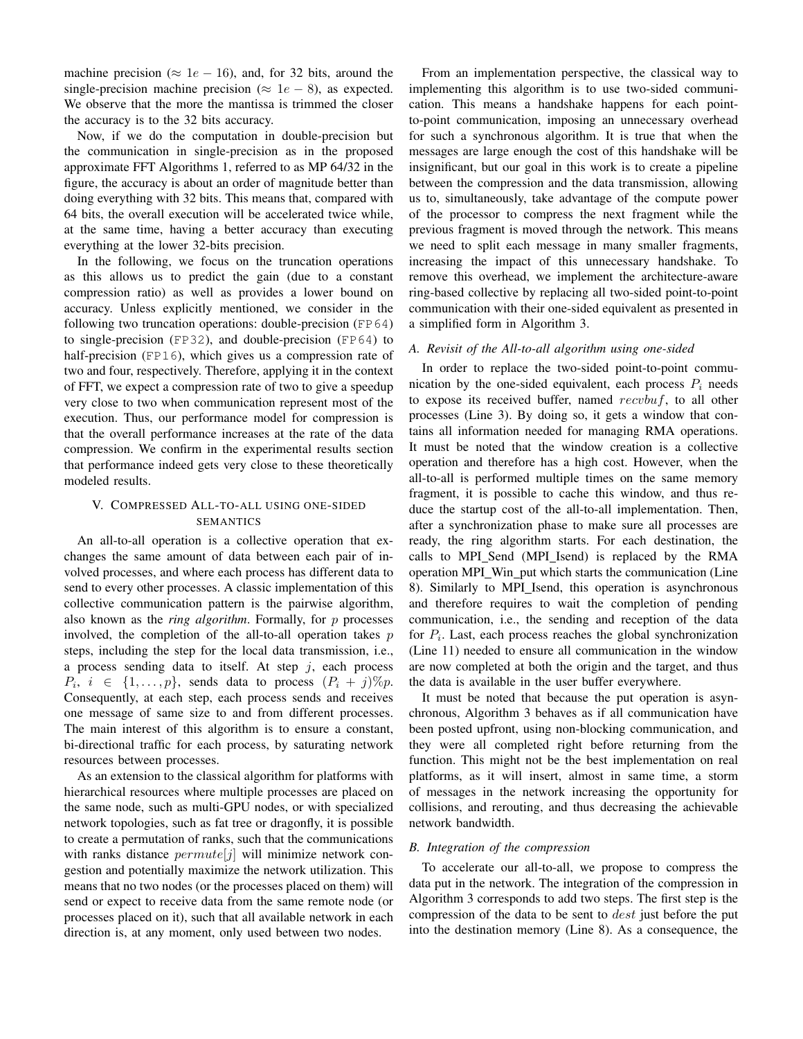machine precision ($\approx 1e-16$), and, for 32 bits, around the single-precision machine precision ($\approx 1e-8$), as expected. We observe that the more the mantissa is trimmed the closer the accuracy is to the 32 bits accuracy.

Now, if we do the computation in double-precision but the communication in single-precision as in the proposed approximate FFT Algorithms 1, referred to as MP 64/32 in the figure, the accuracy is about an order of magnitude better than doing everything with 32 bits. This means that, compared with 64 bits, the overall execution will be accelerated twice while, at the same time, having a better accuracy than executing everything at the lower 32-bits precision.

In the following, we focus on the truncation operations as this allows us to predict the gain (due to a constant compression ratio) as well as provides a lower bound on accuracy. Unless explicitly mentioned, we consider in the following two truncation operations: double-precision (`FP64`) to single-precision (`FP32`), and double-precision (`FP64`) to half-precision (`FP16`), which gives us a compression rate of two and four, respectively. Therefore, applying it in the context of FFT, we expect a compression rate of two to give a speedup very close to two when communication represent most of the execution. Thus, our performance model for compression is that the overall performance increases at the rate of the data compression. We confirm in the experimental results section that performance indeed gets very close to these theoretically modeled results.

## V. Compressed All-to-all using one-sided semantics

An all-to-all operation is a collective operation that exchanges the same amount of data between each pair of involved processes, and where each process has different data to send to every other processes. A classic implementation of this collective communication pattern is the pairwise algorithm, also known as the *ring algorithm*. Formally, for $p$ processes involved, the completion of the all-to-all operation takes $p$ steps, including the step for the local data transmission, i.e., a process sending data to itself. At step $j$, each process $P_i$, $i \in \{1, \ldots, p\}$, sends data to process $(P_i + j)\%p$. Consequently, at each step, each process sends and receives one message of same size to and from different processes. The main interest of this algorithm is to ensure a constant, bi-directional traffic for each process, by saturating network resources between processes.

As an extension to the classical algorithm for platforms with hierarchical resources where multiple processes are placed on the same node, such as multi-GPU nodes, or with specialized network topologies, such as fat tree or dragonfly, it is possible to create a permutation of ranks, such that the communications with ranks distance $permute[j]$ will minimize network congestion and potentially maximize the network utilization. This means that no two nodes (or the processes placed on them) will send or expect to receive data from the same remote node (or processes placed on it), such that all available network in each direction is, at any moment, only used between two nodes.

From an implementation perspective, the classical way to implementing this algorithm is to use two-sided communication. This means a handshake happens for each point-to-point communication, imposing an unnecessary overhead for such a synchronous algorithm. It is true that when the messages are large enough the cost of this handshake will be insignificant, but our goal in this work is to create a pipeline between the compression and the data transmission, allowing us to, simultaneously, take advantage of the compute power of the processor to compress the next fragment while the previous fragment is moved through the network. This means we need to split each message in many smaller fragments, increasing the impact of this unnecessary handshake. To remove this overhead, we implement the architecture-aware ring-based collective by replacing all two-sided point-to-point communication with their one-sided equivalent as presented in a simplified form in Algorithm 3.

### A. Revisit of the All-to-all algorithm using one-sided

In order to replace the two-sided point-to-point communication by the one-sided equivalent, each process $P_i$ needs to expose its received buffer, named $recvbuf$, to all other processes (Line 3). By doing so, it gets a window that contains all information needed for managing RMA operations. It must be noted that the window creation is a collective operation and therefore has a high cost. However, when the all-to-all is performed multiple times on the same memory fragment, it is possible to cache this window, and thus reduce the startup cost of the all-to-all implementation. Then, after a synchronization phase to make sure all processes are ready, the ring algorithm starts. For each destination, the calls to MPI_Send (MPI_Isend) is replaced by the RMA operation MPI_Win_put which starts the communication (Line 8). Similarly to MPI_Isend, this operation is asynchronous and therefore requires to wait the completion of pending communication, i.e., the sending and reception of the data for $P_i$. Last, each process reaches the global synchronization (Line 11) needed to ensure all communication in the window are now completed at both the origin and the target, and thus the data is available in the user buffer everywhere.

It must be noted that because the put operation is asynchronous, Algorithm 3 behaves as if all communication have been posted upfront, using non-blocking communication, and they were all completed right before returning from the function. This might not be the best implementation on real platforms, as it will insert, almost in same time, a storm of messages in the network increasing the opportunity for collisions, and rerouting, and thus decreasing the achievable network bandwidth.

### B. Integration of the compression

To accelerate our all-to-all, we propose to compress the data put in the network. The integration of the compression in Algorithm 3 corresponds to add two steps. The first step is the compression of the data to be sent to $dest$ just before the put into the destination memory (Line 8). As a consequence, the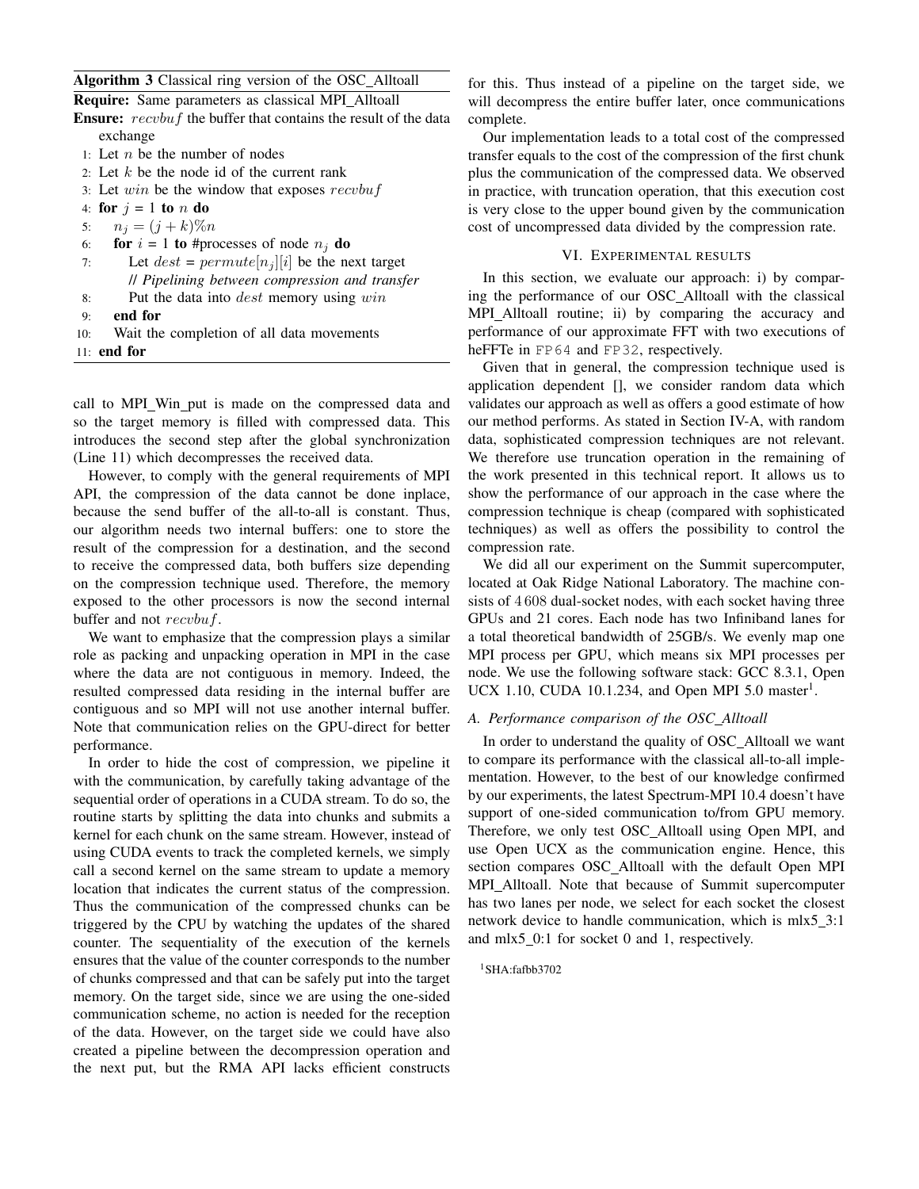**Algorithm 3** Classical ring version of the OSC_Alltoall

**Require:** Same parameters as classical MPI_Alltoall

**Ensure:** $recvbuf$ the buffer that contains the result of the data exchange

```
1:  Let n be the number of nodes
2:  Let k be the node id of the current rank
3:  Let win be the window that exposes recvbuf
4:  for j = 1 to n do
5:      n_j = (j + k)%n
6:      for i = 1 to #processes of node n_j do
7:          Let dest = permute[n_j][i] be the next target
            // Pipelining between compression and transfer
8:          Put the data into dest memory using win
9:      end for
10:     Wait the completion of all data movements
11: end for
```

call to MPI_Win_put is made on the compressed data and so the target memory is filled with compressed data. This introduces the second step after the global synchronization (Line 11) which decompresses the received data.

However, to comply with the general requirements of MPI API, the compression of the data cannot be done inplace, because the send buffer of the all-to-all is constant. Thus, our algorithm needs two internal buffers: one to store the result of the compression for a destination, and the second to receive the compressed data, both buffers size depending on the compression technique used. Therefore, the memory exposed to the other processors is now the second internal buffer and not $recvbuf$.

We want to emphasize that the compression plays a similar role as packing and unpacking operation in MPI in the case where the data are not contiguous in memory. Indeed, the resulted compressed data residing in the internal buffer are contiguous and so MPI will not use another internal buffer. Note that communication relies on the GPU-direct for better performance.

In order to hide the cost of compression, we pipeline it with the communication, by carefully taking advantage of the sequential order of operations in a CUDA stream. To do so, the routine starts by splitting the data into chunks and submits a kernel for each chunk on the same stream. However, instead of using CUDA events to track the completed kernels, we simply call a second kernel on the same stream to update a memory location that indicates the current status of the compression. Thus the communication of the compressed chunks can be triggered by the CPU by watching the updates of the shared counter. The sequentiality of the execution of the kernels ensures that the value of the counter corresponds to the number of chunks compressed and that can be safely put into the target memory. On the target side, since we are using the one-sided communication scheme, no action is needed for the reception of the data. However, on the target side we could have also created a pipeline between the decompression operation and the next put, but the RMA API lacks efficient constructs for this. Thus instead of a pipeline on the target side, we will decompress the entire buffer later, once communications complete.

Our implementation leads to a total cost of the compressed transfer equals to the cost of the compression of the first chunk plus the communication of the compressed data. We observed in practice, with truncation operation, that this execution cost is very close to the upper bound given by the communication cost of uncompressed data divided by the compression rate.

## VI. Experimental results

In this section, we evaluate our approach: i) by comparing the performance of our OSC_Alltoall with the classical MPI_Alltoall routine; ii) by comparing the accuracy and performance of our approximate FFT with two executions of heFFTe in `FP64` and `FP32`, respectively.

Given that in general, the compression technique used is application dependent [], we consider random data which validates our approach as well as offers a good estimate of how our method performs. As stated in Section IV-A, with random data, sophisticated compression techniques are not relevant. We therefore use truncation operation in the remaining of the work presented in this technical report. It allows us to show the performance of our approach in the case where the compression technique is cheap (compared with sophisticated techniques) as well as offers the possibility to control the compression rate.

We did all our experiment on the Summit supercomputer, located at Oak Ridge National Laboratory. The machine consists of 4 608 dual-socket nodes, with each socket having three GPUs and 21 cores. Each node has two Infiniband lanes for a total theoretical bandwidth of 25GB/s. We evenly map one MPI process per GPU, which means six MPI processes per node. We use the following software stack: GCC 8.3.1, Open UCX 1.10, CUDA 10.1.234, and Open MPI 5.0 master[1].

### A. Performance comparison of the OSC_Alltoall

In order to understand the quality of OSC_Alltoall we want to compare its performance with the classical all-to-all implementation. However, to the best of our knowledge confirmed by our experiments, the latest Spectrum-MPI 10.4 doesn't have support of one-sided communication to/from GPU memory. Therefore, we only test OSC_Alltoall using Open MPI, and use Open UCX as the communication engine. Hence, this section compares OSC_Alltoall with the default Open MPI MPI_Alltoall. Note that because of Summit supercomputer has two lanes per node, we select for each socket the closest network device to handle communication, which is mlx5_3:1 and mlx5_0:1 for socket 0 and 1, respectively.

[1] SHA:fafbb3702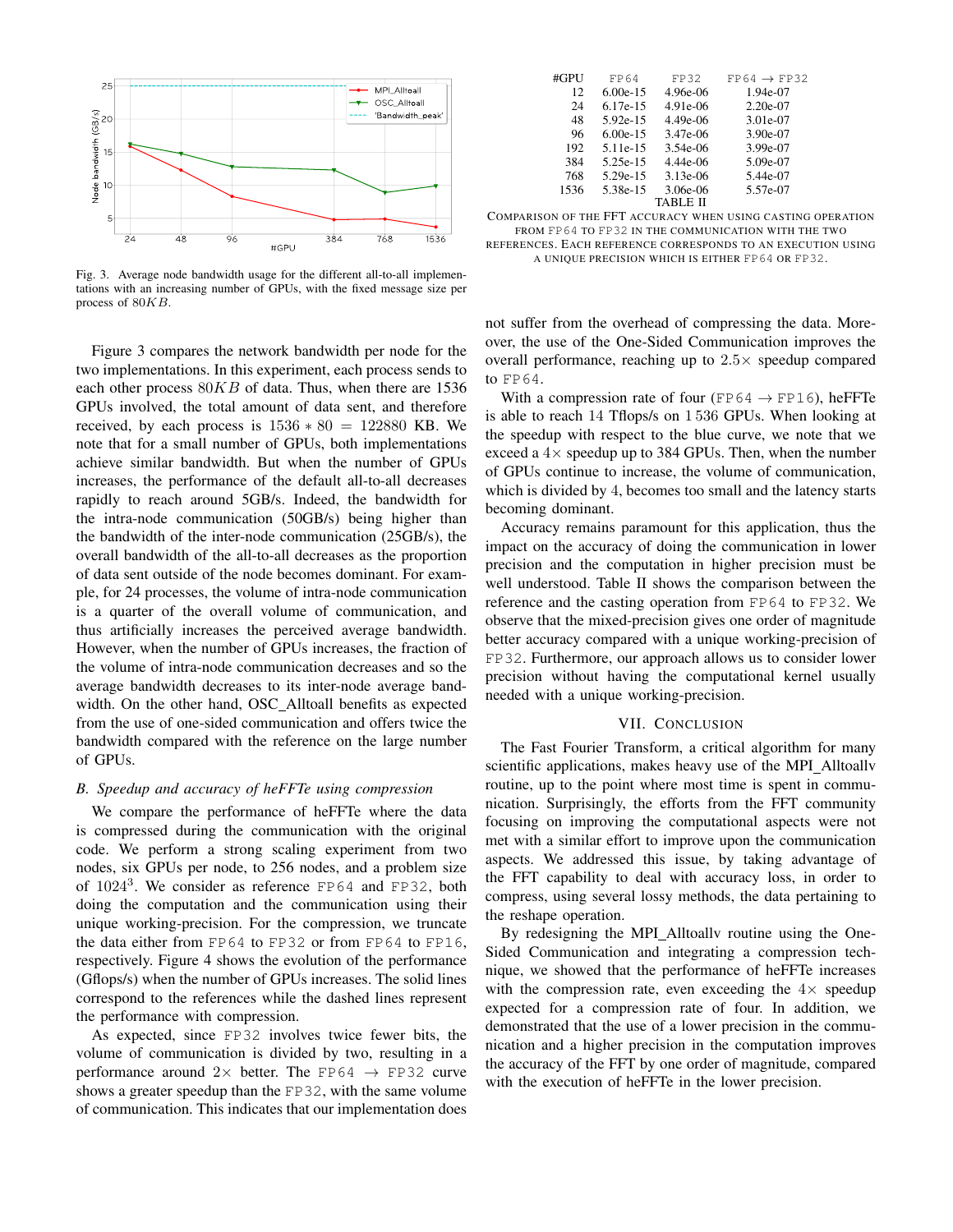Fig. 3. Average node bandwidth usage for the different all-to-all implementations with an increasing number of GPUs, with the fixed message size per process of $80KB$.

Figure 3 compares the network bandwidth per node for the two implementations. In this experiment, each process sends to each other process $80KB$ of data. Thus, when there are 1536 GPUs involved, the total amount of data sent, and therefore received, by each process is $1536 * 80 = 122880$ KB. We note that for a small number of GPUs, both implementations achieve similar bandwidth. But when the number of GPUs increases, the performance of the default all-to-all decreases rapidly to reach around 5GB/s. Indeed, the bandwidth for the intra-node communication (50GB/s) being higher than the bandwidth of the inter-node communication (25GB/s), the overall bandwidth of the all-to-all decreases as the proportion of data sent outside of the node becomes dominant. For example, for 24 processes, the volume of intra-node communication is a quarter of the overall volume of communication, and thus artificially increases the perceived average bandwidth. However, when the number of GPUs increases, the fraction of the volume of intra-node communication decreases and so the average bandwidth decreases to its inter-node average bandwidth. On the other hand, OSC_Alltoall benefits as expected from the use of one-sided communication and offers twice the bandwidth compared with the reference on the large number of GPUs.

### *B. Speedup and accuracy of heFFTe using compression*

We compare the performance of heFFTe where the data is compressed during the communication with the original code. We perform a strong scaling experiment from two nodes, six GPUs per node, to 256 nodes, and a problem size of $1024^3$. We consider as reference FP64 and FP32, both doing the computation and the communication using their unique working-precision. For the compression, we truncate the data either from FP64 to FP32 or from FP64 to FP16, respectively. Figure 4 shows the evolution of the performance (Gflops/s) when the number of GPUs increases. The solid lines correspond to the references while the dashed lines represent the performance with compression.

As expected, since FP32 involves twice fewer bits, the volume of communication is divided by two, resulting in a performance around $2\times$ better. The FP64 $\rightarrow$ FP32 curve shows a greater speedup than the FP32, with the same volume of communication. This indicates that our implementation does not suffer from the overhead of compressing the data. Moreover, the use of the One-Sided Communication improves the overall performance, reaching up to $2.5\times$ speedup compared to FP64.

With a compression rate of four (FP64 $\rightarrow$ FP16), heFFTe is able to reach 14 Tflops/s on 1 536 GPUs. When looking at the speedup with respect to the blue curve, we note that we exceed a $4\times$ speedup up to 384 GPUs. Then, when the number of GPUs continue to increase, the volume of communication, which is divided by 4, becomes too small and the latency starts becoming dominant.

| #GPU | FP64 | FP32 | FP64 → FP32 |
|---|---|---|---|
| 12 | 6.00e-15 | 4.96e-06 | 1.94e-07 |
| 24 | 6.17e-15 | 4.91e-06 | 2.20e-07 |
| 48 | 5.92e-15 | 4.49e-06 | 3.01e-07 |
| 96 | 6.00e-15 | 3.47e-06 | 3.90e-07 |
| 192 | 5.11e-15 | 3.54e-06 | 3.99e-07 |
| 384 | 5.25e-15 | 4.44e-06 | 5.09e-07 |
| 768 | 5.29e-15 | 3.13e-06 | 5.44e-07 |
| 1536 | 5.38e-15 | 3.06e-06 | 5.57e-07 |

TABLE II
COMPARISON OF THE FFT ACCURACY WHEN USING CASTING OPERATION FROM FP64 TO FP32 IN THE COMMUNICATION WITH THE TWO REFERENCES. EACH REFERENCE CORRESPONDS TO AN EXECUTION USING A UNIQUE PRECISION WHICH IS EITHER FP64 OR FP32.

Accuracy remains paramount for this application, thus the impact on the accuracy of doing the communication in lower precision and the computation in higher precision must be well understood. Table II shows the comparison between the reference and the casting operation from FP64 to FP32. We observe that the mixed-precision gives one order of magnitude better accuracy compared with a unique working-precision of FP32. Furthermore, our approach allows us to consider lower precision without having the computational kernel usually needed with a unique working-precision.

## VII. CONCLUSION

The Fast Fourier Transform, a critical algorithm for many scientific applications, makes heavy use of the MPI_Alltoallv routine, up to the point where most time is spent in communication. Surprisingly, the efforts from the FFT community focusing on improving the computational aspects were not met with a similar effort to improve upon the communication aspects. We addressed this issue, by taking advantage of the FFT capability to deal with accuracy loss, in order to compress, using several lossy methods, the data pertaining to the reshape operation.

By redesigning the MPI_Alltoallv routine using the One-Sided Communication and integrating a compression technique, we showed that the performance of heFFTe increases with the compression rate, even exceeding the $4\times$ speedup expected for a compression rate of four. In addition, we demonstrated that the use of a lower precision in the communication and a higher precision in the computation improves the accuracy of the FFT by one order of magnitude, compared with the execution of heFFTe in the lower precision.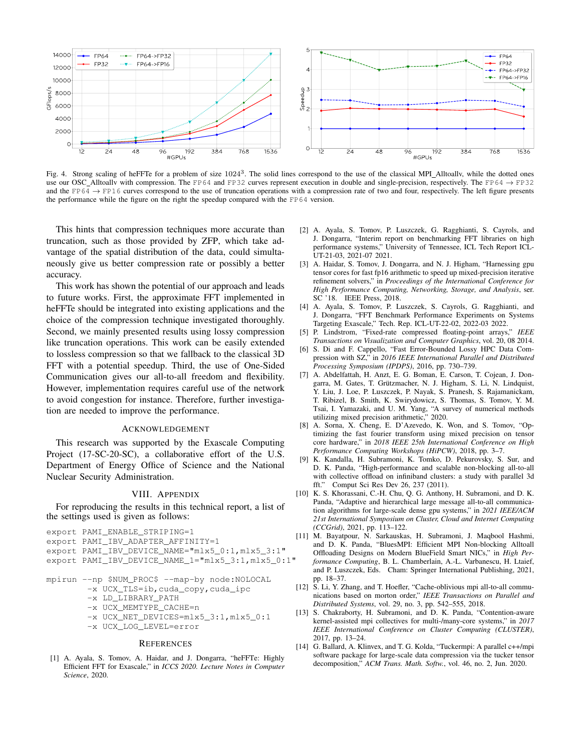Fig. 4. Strong scaling of heFFTe for a problem of size $1024^3$. The solid lines correspond to the use of the classical MPI_Alltoallv, while the dotted ones use our OSC_Alltoallv with compression. The FP64 and FP32 curves represent execution in double and single-precision, respectively. The FP64 $\rightarrow$ FP32 and the FP64 $\rightarrow$ FP16 curves correspond to the use of truncation operations with a compression rate of two and four, respectively. The left figure presents the performance while the figure on the right the speedup compared with the FP64 version.

This hints that compression techniques more accurate than truncation, such as those provided by ZFP, which take advantage of the spatial distribution of the data, could simultaneously give us better compression rate or possibly a better accuracy.

This work has shown the potential of our approach and leads to future works. First, the approximate FFT implemented in heFFTe should be integrated into existing applications and the choice of the compression technique investigated thoroughly. Second, we mainly presented results using lossy compression like truncation operations. This work can be easily extended to lossless compression so that we fallback to the classical 3D FFT with a potential speedup. Third, the use of One-Sided Communication gives our all-to-all freedom and flexibility. However, implementation requires careful use of the network to avoid congestion for instance. Therefore, further investigation are needed to improve the performance.

## Acknowledgement

This research was supported by the Exascale Computing Project (17-SC-20-SC), a collaborative effort of the U.S. Department of Energy Office of Science and the National Nuclear Security Administration.

## VIII. Appendix

For reproducing the results in this technical report, a list of the settings used is given as follows:

```
export PAMI_ENABLE_STRIPING=1
export PAMI_IBV_ADAPTER_AFFINITY=1
export PAMI_IBV_DEVICE_NAME="mlx5_0:1,mlx5_3:1"
export PAMI_IBV_DEVICE_NAME_1="mlx5_3:1,mlx5_0:1"

mpirun --np $NUM_PROC$ --map-by node:NOLOCAL
       -x UCX_TLS=ib,cuda_copy,cuda_ipc
       -x LD_LIBRARY_PATH
       -x UCX_MEMTYPE_CACHE=n
       -x UCX_NET_DEVICES=mlx5_3:1,mlx5_0:1
       -x UCX_LOG_LEVEL=error
```

## References

[1] A. Ayala, S. Tomov, A. Haidar, and J. Dongarra, "heFFTe: Highly Efficient FFT for Exascale," in *ICCS 2020. Lecture Notes in Computer Science*, 2020.

[2] A. Ayala, S. Tomov, P. Luszczek, G. Ragghianti, S. Cayrols, and J. Dongarra, "Interim report on benchmarking FFT libraries on high performance systems," University of Tennessee, ICL Tech Report ICL-UT-21-03, 2021-07 2021.

[3] A. Haidar, S. Tomov, J. Dongarra, and N. J. Higham, "Harnessing gpu tensor cores for fast fp16 arithmetic to speed up mixed-precision iterative refinement solvers," in *Proceedings of the International Conference for High Performance Computing, Networking, Storage, and Analysis*, ser. SC '18. IEEE Press, 2018.

[4] A. Ayala, S. Tomov, P. Luszczek, S. Cayrols, G. Ragghianti, and J. Dongarra, "FFT Benchmark Performance Experiments on Systems Targeting Exascale," Tech. Rep. ICL-UT-22-02, 2022-03 2022.

[5] P. Lindstrom, "Fixed-rate compressed floating-point arrays," *IEEE Transactions on Visualization and Computer Graphics*, vol. 20, 08 2014.

[6] S. Di and F. Cappello, "Fast Error-Bounded Lossy HPC Data Compression with SZ," in *2016 IEEE International Parallel and Distributed Processing Symposium (IPDPS)*, 2016, pp. 730–739.

[7] A. Abdelfattah, H. Anzt, E. G. Boman, E. Carson, T. Cojean, J. Dongarra, M. Gates, T. Grützmacher, N. J. Higham, S. Li, N. Lindquist, Y. Liu, J. Loe, P. Luszczek, P. Nayak, S. Pranesh, S. Rajamanickam, T. Ribizel, B. Smith, K. Swirydowicz, S. Thomas, S. Tomov, Y. M. Tsai, I. Yamazaki, and U. M. Yang, "A survey of numerical methods utilizing mixed precision arithmetic," 2020.

[8] A. Sorna, X. Cheng, E. D'Azevedo, K. Won, and S. Tomov, "Optimizing the fast fourier transform using mixed precision on tensor core hardware," in *2018 IEEE 25th International Conference on High Performance Computing Workshops (HiPCW)*, 2018, pp. 3–7.

[9] K. Kandalla, H. Subramoni, K. Tomko, D. Pekurovsky, S. Sur, and D. K. Panda, "High-performance and scalable non-blocking all-to-all with collective offload on infiniband clusters: a study with parallel 3d fft." Comput Sci Res Dev 26, 237 (2011).

[10] K. S. Khorassani, C.-H. Chu, Q. G. Anthony, H. Subramoni, and D. K. Panda, "Adaptive and hierarchical large message all-to-all communication algorithms for large-scale dense gpu systems," in *2021 IEEE/ACM 21st International Symposium on Cluster, Cloud and Internet Computing (CCGrid)*, 2021, pp. 113–122.

[11] M. Bayatpour, N. Sarkauskas, H. Subramoni, J. Maqbool Hashmi, and D. K. Panda, "BluesMPI: Efficient MPI Non-blocking Alltoall Offloading Designs on Modern BlueField Smart NICs," in *High Performance Computing*, B. L. Chamberlain, A.-L. Varbanescu, H. Ltaief, and P. Luszczek, Eds. Cham: Springer International Publishing, 2021, pp. 18–37.

[12] S. Li, Y. Zhang, and T. Hoefler, "Cache-oblivious mpi all-to-all communications based on morton order," *IEEE Transactions on Parallel and Distributed Systems*, vol. 29, no. 3, pp. 542–555, 2018.

[13] S. Chakraborty, H. Subramoni, and D. K. Panda, "Contention-aware kernel-assisted mpi collectives for multi-/many-core systems," in *2017 IEEE International Conference on Cluster Computing (CLUSTER)*, 2017, pp. 13–24.

[14] G. Ballard, A. Klinvex, and T. G. Kolda, "Tuckermpi: A parallel c++/mpi software package for large-scale data compression via the tucker tensor decomposition," *ACM Trans. Math. Softw.*, vol. 46, no. 2, Jun. 2020.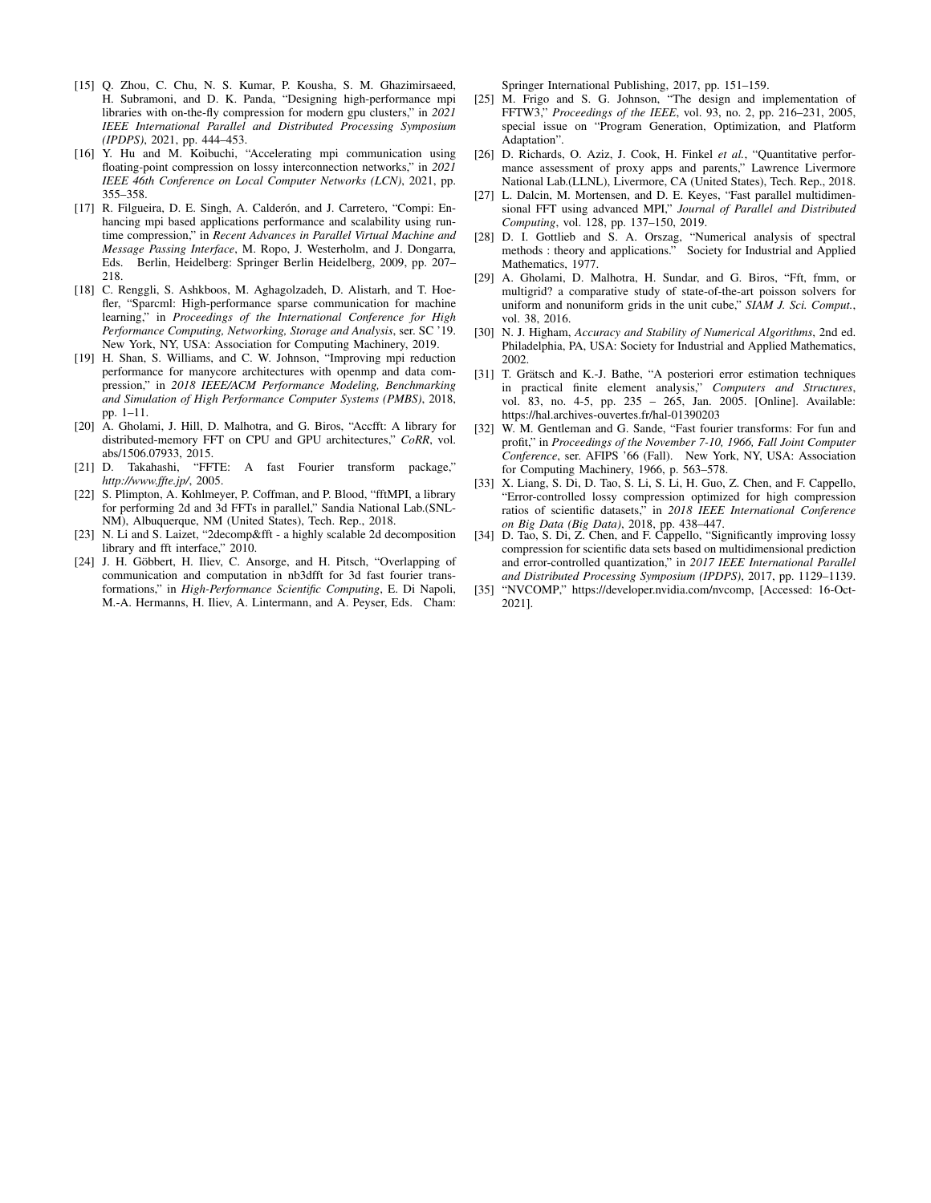[15] Q. Zhou, C. Chu, N. S. Kumar, P. Kousha, S. M. Ghazimirsaeed, H. Subramoni, and D. K. Panda, "Designing high-performance mpi libraries with on-the-fly compression for modern gpu clusters," in *2021 IEEE International Parallel and Distributed Processing Symposium (IPDPS)*, 2021, pp. 444–453.

[16] Y. Hu and M. Koibuchi, "Accelerating mpi communication using floating-point compression on lossy interconnection networks," in *2021 IEEE 46th Conference on Local Computer Networks (LCN)*, 2021, pp. 355–358.

[17] R. Filgueira, D. E. Singh, A. Calderón, and J. Carretero, "Compi: Enhancing mpi based applications performance and scalability using run-time compression," in *Recent Advances in Parallel Virtual Machine and Message Passing Interface*, M. Ropo, J. Westerholm, and J. Dongarra, Eds. Berlin, Heidelberg: Springer Berlin Heidelberg, 2009, pp. 207–218.

[18] C. Renggli, S. Ashkboos, M. Aghagolzadeh, D. Alistarh, and T. Hoefler, "Sparcml: High-performance sparse communication for machine learning," in *Proceedings of the International Conference for High Performance Computing, Networking, Storage and Analysis*, ser. SC '19. New York, NY, USA: Association for Computing Machinery, 2019.

[19] H. Shan, S. Williams, and C. W. Johnson, "Improving mpi reduction performance for manycore architectures with openmp and data compression," in *2018 IEEE/ACM Performance Modeling, Benchmarking and Simulation of High Performance Computer Systems (PMBS)*, 2018, pp. 1–11.

[20] A. Gholami, J. Hill, D. Malhotra, and G. Biros, "Accfft: A library for distributed-memory FFT on CPU and GPU architectures," *CoRR*, vol. abs/1506.07933, 2015.

[21] D. Takahashi, "FFTE: A fast Fourier transform package," *http://www.ffte.jp/*, 2005.

[22] S. Plimpton, A. Kohlmeyer, P. Coffman, and P. Blood, "fftMPI, a library for performing 2d and 3d FFTs in parallel," Sandia National Lab.(SNL-NM), Albuquerque, NM (United States), Tech. Rep., 2018.

[23] N. Li and S. Laizet, "2decomp&fft - a highly scalable 2d decomposition library and fft interface," 2010.

[24] J. H. Göbbert, H. Iliev, C. Ansorge, and H. Pitsch, "Overlapping of communication and computation in nb3dfft for 3d fast fourier transformations," in *High-Performance Scientific Computing*, E. Di Napoli, M.-A. Hermanns, H. Iliev, A. Lintermann, and A. Peyser, Eds. Cham: Springer International Publishing, 2017, pp. 151–159.

[25] M. Frigo and S. G. Johnson, "The design and implementation of FFTW3," *Proceedings of the IEEE*, vol. 93, no. 2, pp. 216–231, 2005, special issue on "Program Generation, Optimization, and Platform Adaptation".

[26] D. Richards, O. Aziz, J. Cook, H. Finkel *et al.*, "Quantitative performance assessment of proxy apps and parents," Lawrence Livermore National Lab.(LLNL), Livermore, CA (United States), Tech. Rep., 2018.

[27] L. Dalcin, M. Mortensen, and D. E. Keyes, "Fast parallel multidimensional FFT using advanced MPI," *Journal of Parallel and Distributed Computing*, vol. 128, pp. 137–150, 2019.

[28] D. I. Gottlieb and S. A. Orszag, "Numerical analysis of spectral methods : theory and applications." Society for Industrial and Applied Mathematics, 1977.

[29] A. Gholami, D. Malhotra, H. Sundar, and G. Biros, "Fft, fmm, or multigrid? a comparative study of state-of-the-art poisson solvers for uniform and nonuniform grids in the unit cube," *SIAM J. Sci. Comput.*, vol. 38, 2016.

[30] N. J. Higham, *Accuracy and Stability of Numerical Algorithms*, 2nd ed. Philadelphia, PA, USA: Society for Industrial and Applied Mathematics, 2002.

[31] T. Grätsch and K.-J. Bathe, "A posteriori error estimation techniques in practical finite element analysis," *Computers and Structures*, vol. 83, no. 4-5, pp. 235 – 265, Jan. 2005. [Online]. Available: https://hal.archives-ouvertes.fr/hal-01390203

[32] W. M. Gentleman and G. Sande, "Fast fourier transforms: For fun and profit," in *Proceedings of the November 7-10, 1966, Fall Joint Computer Conference*, ser. AFIPS '66 (Fall). New York, NY, USA: Association for Computing Machinery, 1966, p. 563–578.

[33] X. Liang, S. Di, D. Tao, S. Li, S. Li, H. Guo, Z. Chen, and F. Cappello, "Error-controlled lossy compression optimized for high compression ratios of scientific datasets," in *2018 IEEE International Conference on Big Data (Big Data)*, 2018, pp. 438–447.

[34] D. Tao, S. Di, Z. Chen, and F. Cappello, "Significantly improving lossy compression for scientific data sets based on multidimensional prediction and error-controlled quantization," in *2017 IEEE International Parallel and Distributed Processing Symposium (IPDPS)*, 2017, pp. 1129–1139.

[35] "NVCOMP," https://developer.nvidia.com/nvcomp, [Accessed: 16-Oct-2021].